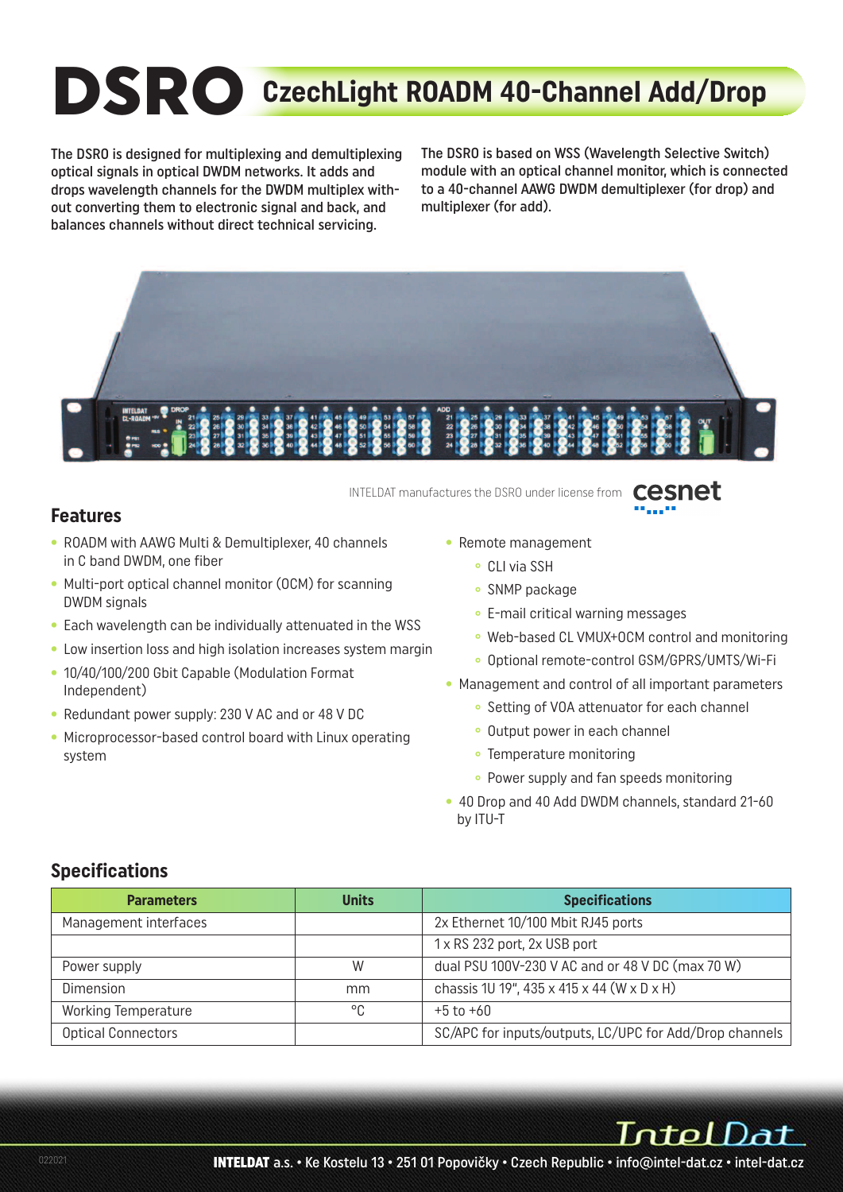# DSRO CzechLight ROADM 40-Channel Add/Drop

**The DSRO is designed for multiplexing and demultiplexing optical signals in optical DWDM networks. It adds and drops wavelength channels for the DWDM multiplex without converting them to electronic signal and back, and balances channels without direct technical servicing.**

**The DSRO is based on WSS (Wavelength Selective Switch) module with an optical channel monitor, which is connected to a 40-channel AAWG DWDM demultiplexer (for drop) and multiplexer (for add).**

INTELDAT manufactures the DSRO under license from cesnet

## Features

- ROADM with AAWG Multi & Demultiplexer, 40 channels in C band DWDM, one fiber
- Multi-port optical channel monitor (OCM) for scanning DWDM signals
- Each wavelength can be individually attenuated in the WSS
- Low insertion loss and high isolation increases system margin
- 10/40/100/200 Gbit Capable (Modulation Format Independent)
- Redundant power supply: 230 V AC and or 48 V DC
- Microprocessor-based control board with Linux operating system
- Remote management
  - CLI via SSH
  - SNMP package
  - E-mail critical warning messages
  - Web-based CL VMUX+OCM control and monitoring
  - Optional remote-control GSM/GPRS/UMTS/Wi-Fi
- Management and control of all important parameters
  - Setting of VOA attenuator for each channel
  - Output power in each channel
  - Temperature monitoring
  - Power supply and fan speeds monitoring
- 40 Drop and 40 Add DWDM channels, standard 21-60 by ITU-T

## Specifications

| Parameters | Units | Specifications |
| --- | --- | --- |
| Management interfaces | | 2x Ethernet 10/100 Mbit RJ45 ports |
| | | 1 x RS 232 port, 2x USB port |
| Power supply | W | dual PSU 100V-230 V AC and or 48 V DC (max 70 W) |
| Dimension | mm | chassis 1U 19", 435 x 415 x 44 (W x D x H) |
| Working Temperature | °C | +5 to +60 |
| Optical Connectors | | SC/APC for inputs/outputs, LC/UPC for Add/Drop channels |

IntelDat

**INTELDAT** a.s. • Ke Kostelu 13 • 251 01 Popovičky • Czech Republic • info@intel-dat.cz • intel-dat.cz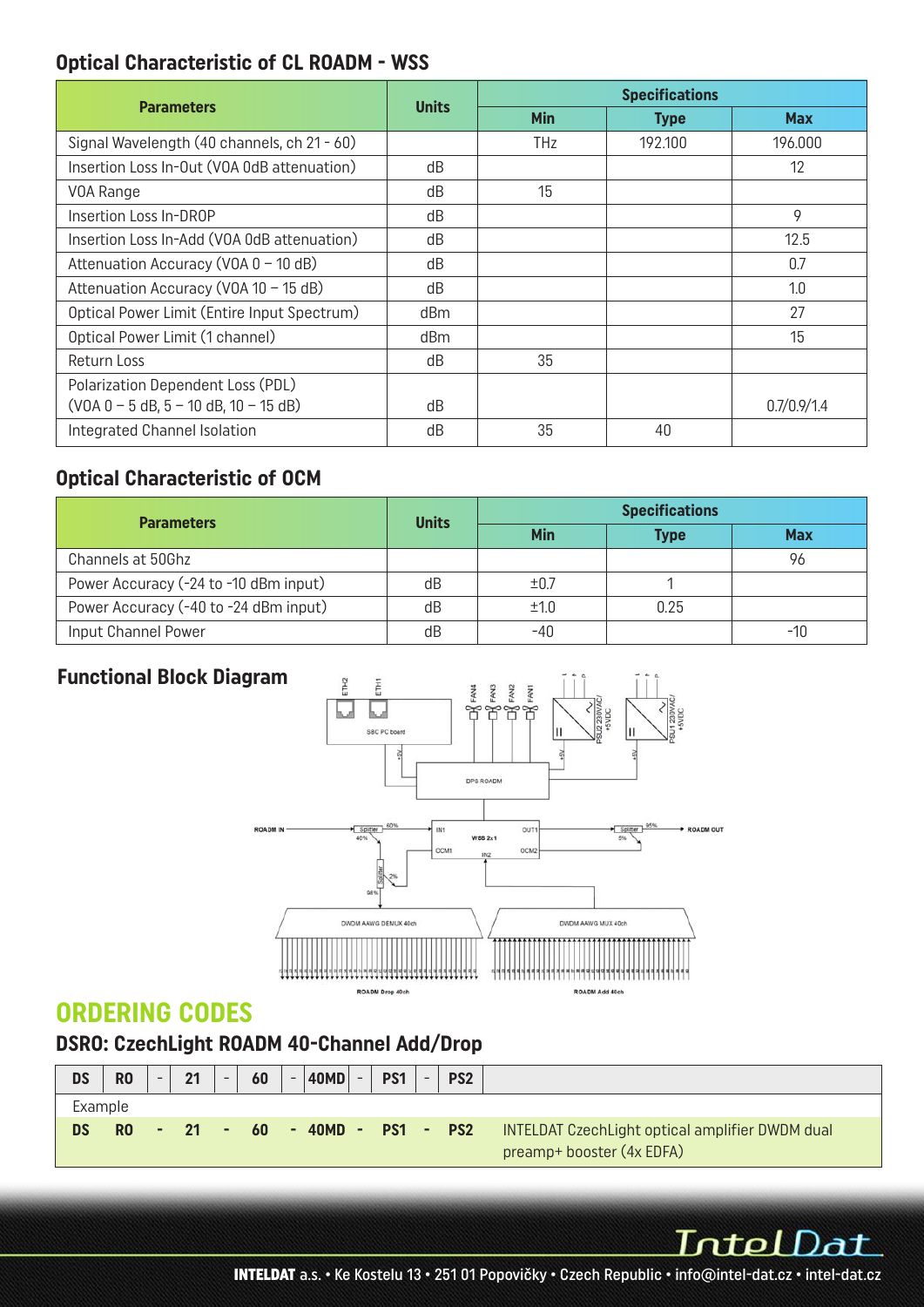## Optical Characteristic of CL ROADM - WSS

| Parameters | Units | Specifications | | |
|---|---|---|---|---|
| | | Min | Type | Max |
| Signal Wavelength (40 channels, ch 21 - 60) | | THz | 192.100 | 196.000 |
| Insertion Loss In-Out (VOA 0dB attenuation) | dB | | | 12 |
| VOA Range | dB | 15 | | |
| Insertion Loss In-DROP | dB | | | 9 |
| Insertion Loss In-Add (VOA 0dB attenuation) | dB | | | 12.5 |
| Attenuation Accuracy (VOA 0 – 10 dB) | dB | | | 0.7 |
| Attenuation Accuracy (VOA 10 – 15 dB) | dB | | | 1.0 |
| Optical Power Limit (Entire Input Spectrum) | dBm | | | 27 |
| Optical Power Limit (1 channel) | dBm | | | 15 |
| Return Loss | dB | 35 | | |
| Polarization Dependent Loss (PDL) (VOA 0 – 5 dB, 5 – 10 dB, 10 – 15 dB) | dB | | | 0.7/0.9/1.4 |
| Integrated Channel Isolation | dB | 35 | 40 | |

## Optical Characteristic of OCM

| Parameters | Units | Specifications | | |
|---|---|---|---|---|
| | | Min | Type | Max |
| Channels at 50Ghz | | | | 96 |
| Power Accuracy (-24 to -10 dBm input) | dB | ±0.7 | 1 | |
| Power Accuracy (-40 to -24 dBm input) | dB | ±1.0 | 0.25 | |
| Input Channel Power | dB | -40 | | -10 |

## Functional Block Diagram

ETH2
ETH1
SBC PC board
FAN4 FAN3 FAN2 FAN1
PSU2 230VAC/+5VDC
PSU1 230VAC/+5VDC
+5V
DPS ROADM
ROADM IN
Splitter 60% 40%
Splitter 2% 98%
IN1 WSS 2x1 OUT1
OCM1 IN2 OCM2
Splitter 95% 5%
ROADM OUT
DWDM AAWG DEMUX 40ch
DWDM AAWG MUX 40ch
ROADM Drop 40ch
ROADM Add 40ch

# ORDERING CODES

### DSRO: CzechLight ROADM 40-Channel Add/Drop

| DS | RO | - | 21 | - | 60 | - | 40MD | - | PS1 | - | PS2 | |
|---|---|---|---|---|---|---|---|---|---|---|---|---|
| Example | | | | | | | | | | | | |
| **DS** | **RO** | **-** | **21** | **-** | **60** | **-** | **40MD** | **-** | **PS1** | **-** | **PS2** | INTELDAT CzechLight optical amplifier DWDM dual preamp+ booster (4x EDFA) |

**INTELDAT** a.s. • Ke Kostelu 13 • 251 01 Popovičky • Czech Republic • info@intel-dat.cz • intel-dat.cz